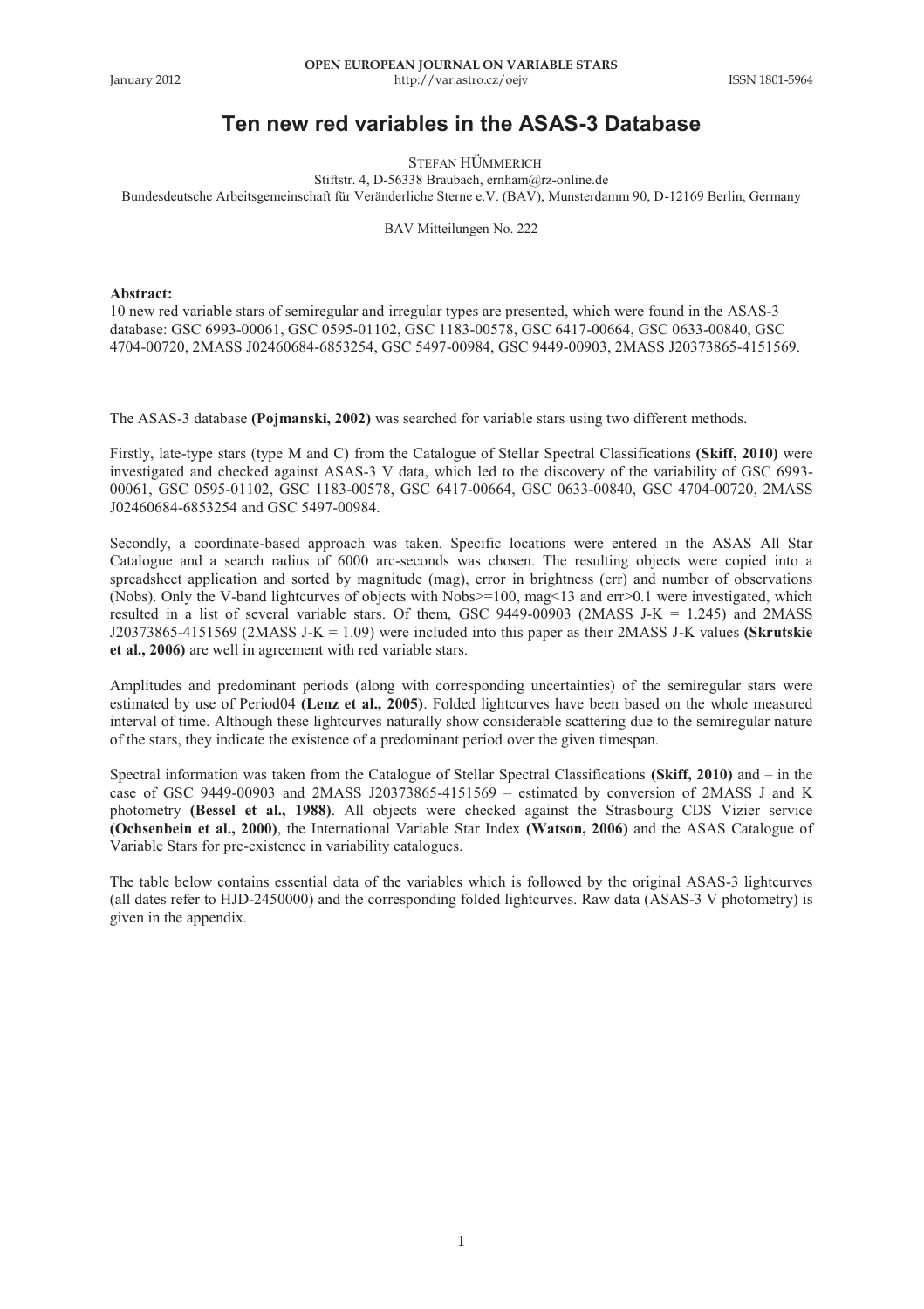# Ten new red variables in the ASAS-3 Database

STEFAN HÜMMERICH

Stiftstr. 4, D-56338 Braubach, ernham@rz-online.de

Bundesdeutsche Arbeitsgemeinschaft für Veränderliche Sterne e.V. (BAV), Munsterdamm 90, D-12169 Berlin, Germany

BAV Mitteilungen No. 222

**Abstract:**

10 new red variable stars of semiregular and irregular types are presented, which were found in the ASAS-3 database: GSC 6993-00061, GSC 0595-01102, GSC 1183-00578, GSC 6417-00664, GSC 0633-00840, GSC 4704-00720, 2MASS J02460684-6853254, GSC 5497-00984, GSC 9449-00903, 2MASS J20373865-4151569.

The ASAS-3 database **(Pojmanski, 2002)** was searched for variable stars using two different methods.

Firstly, late-type stars (type M and C) from the Catalogue of Stellar Spectral Classifications **(Skiff, 2010)** were investigated and checked against ASAS-3 V data, which led to the discovery of the variability of GSC 6993-00061, GSC 0595-01102, GSC 1183-00578, GSC 6417-00664, GSC 0633-00840, GSC 4704-00720, 2MASS J02460684-6853254 and GSC 5497-00984.

Secondly, a coordinate-based approach was taken. Specific locations were entered in the ASAS All Star Catalogue and a search radius of 6000 arc-seconds was chosen. The resulting objects were copied into a spreadsheet application and sorted by magnitude (mag), error in brightness (err) and number of observations (Nobs). Only the V-band lightcurves of objects with Nobs>=100, mag<13 and err>0.1 were investigated, which resulted in a list of several variable stars. Of them, GSC 9449-00903 (2MASS J-K = 1.245) and 2MASS J20373865-4151569 (2MASS J-K = 1.09) were included into this paper as their 2MASS J-K values **(Skrutskie et al., 2006)** are well in agreement with red variable stars.

Amplitudes and predominant periods (along with corresponding uncertainties) of the semiregular stars were estimated by use of Period04 **(Lenz et al., 2005)**. Folded lightcurves have been based on the whole measured interval of time. Although these lightcurves naturally show considerable scattering due to the semiregular nature of the stars, they indicate the existence of a predominant period over the given timespan.

Spectral information was taken from the Catalogue of Stellar Spectral Classifications **(Skiff, 2010)** and – in the case of GSC 9449-00903 and 2MASS J20373865-4151569 – estimated by conversion of 2MASS J and K photometry **(Bessel et al., 1988)**. All objects were checked against the Strasbourg CDS Vizier service **(Ochsenbein et al., 2000)**, the International Variable Star Index **(Watson, 2006)** and the ASAS Catalogue of Variable Stars for pre-existence in variability catalogues.

The table below contains essential data of the variables which is followed by the original ASAS-3 lightcurves (all dates refer to HJD-2450000) and the corresponding folded lightcurves. Raw data (ASAS-3 V photometry) is given in the appendix.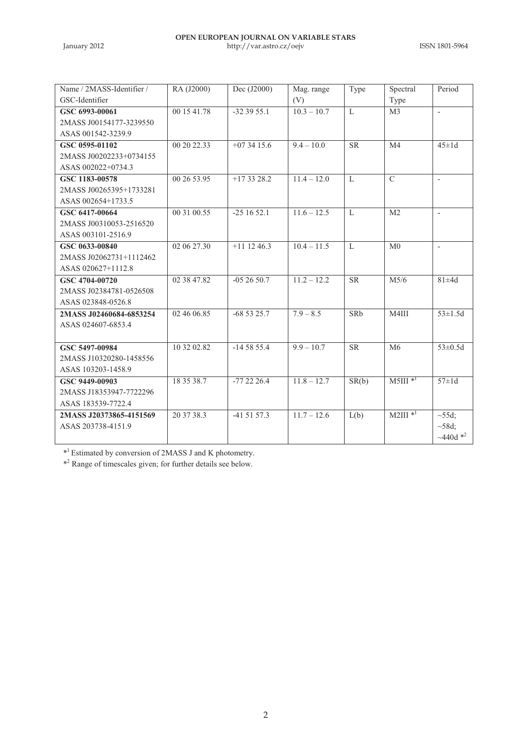| Name / 2MASS-Identifier / GSC-Identifier | RA (J2000) | Dec (J2000) | Mag. range (V) | Type | Spectral Type | Period |
|---|---|---|---|---|---|---|
| **GSC 6993-00061** 2MASS J00154177-3239550 ASAS 001542-3239.9 | 00 15 41.78 | -32 39 55.1 | 10.3 – 10.7 | L | M3 | - |
| **GSC 0595-01102** 2MASS J00202233+0734155 ASAS 002022+0734.3 | 00 20 22.33 | +07 34 15.6 | 9.4 – 10.0 | SR | M4 | 45±1d |
| **GSC 1183-00578** 2MASS J00265395+1733281 ASAS 002654+1733.5 | 00 26 53.95 | +17 33 28.2 | 11.4 – 12.0 | L | C | - |
| **GSC 6417-00664** 2MASS J00310053-2516520 ASAS 003101-2516.9 | 00 31 00.55 | -25 16 52.1 | 11.6 – 12.5 | L | M2 | - |
| **GSC 0633-00840** 2MASS J02062731+1112462 ASAS 020627+1112.8 | 02 06 27.30 | +11 12 46.3 | 10.4 – 11.5 | L | M0 | - |
| **GSC 4704-00720** 2MASS J02384781-0526508 ASAS 023848-0526.8 | 02 38 47.82 | -05 26 50.7 | 11.2 – 12.2 | SR | M5/6 | 81±4d |
| **2MASS J02460684-6853254** ASAS 024607-6853.4 | 02 46 06.85 | -68 53 25.7 | 7.9 – 8.5 | SRb | M4III | 53±1.5d |
| **GSC 5497-00984** 2MASS J10320280-1458556 ASAS 103203-1458.9 | 10 32 02.82 | -14 58 55.4 | 9.9 – 10.7 | SR | M6 | 53±0.5d |
| **GSC 9449-00903** 2MASS J18353947-7722296 ASAS 183539-7722.4 | 18 35 38.7 | -77 22 26.4 | 11.8 – 12.7 | SR(b) | M5III *[1] | 57±1d |
| **2MASS J20373865-4151569** ASAS 203738-4151.9 | 20 37 38.3 | -41 51 57.3 | 11.7 – 12.6 | L(b) | M2III *[1] | ~55d; ~58d; ~440d *[2] |

*[1] Estimated by conversion of 2MASS J and K photometry.

*[2] Range of timescales given; for further details see below.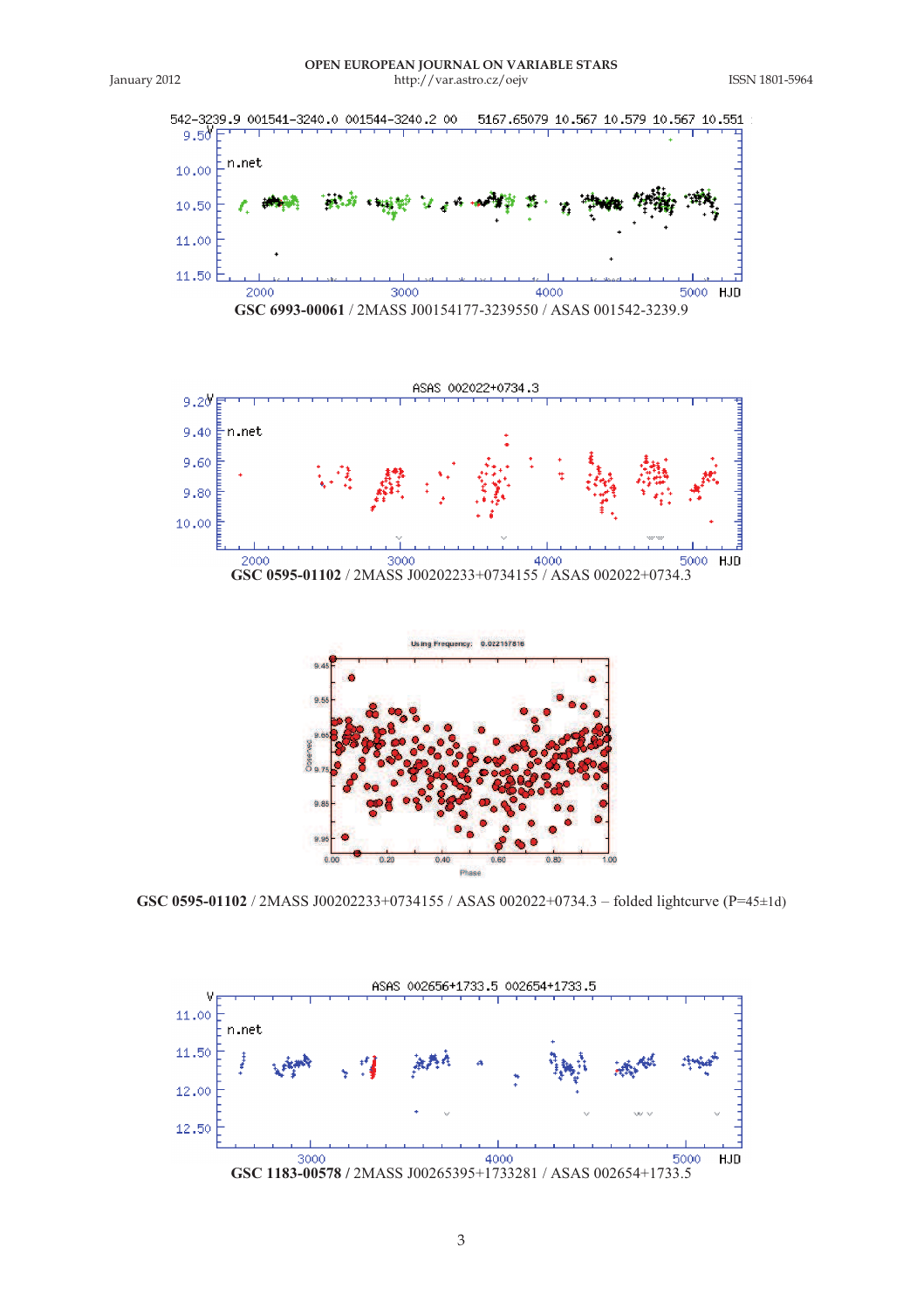**GSC 6993-00061** / 2MASS J00154177-3239550 / ASAS 001542-3239.9

**GSC 0595-01102** / 2MASS J00202233+0734155 / ASAS 002022+0734.3

**GSC 0595-01102** / 2MASS J00202233+0734155 / ASAS 002022+0734.3 – folded lightcurve (P=45±1d)

**GSC 1183-00578** / 2MASS J00265395+1733281 / ASAS 002654+1733.5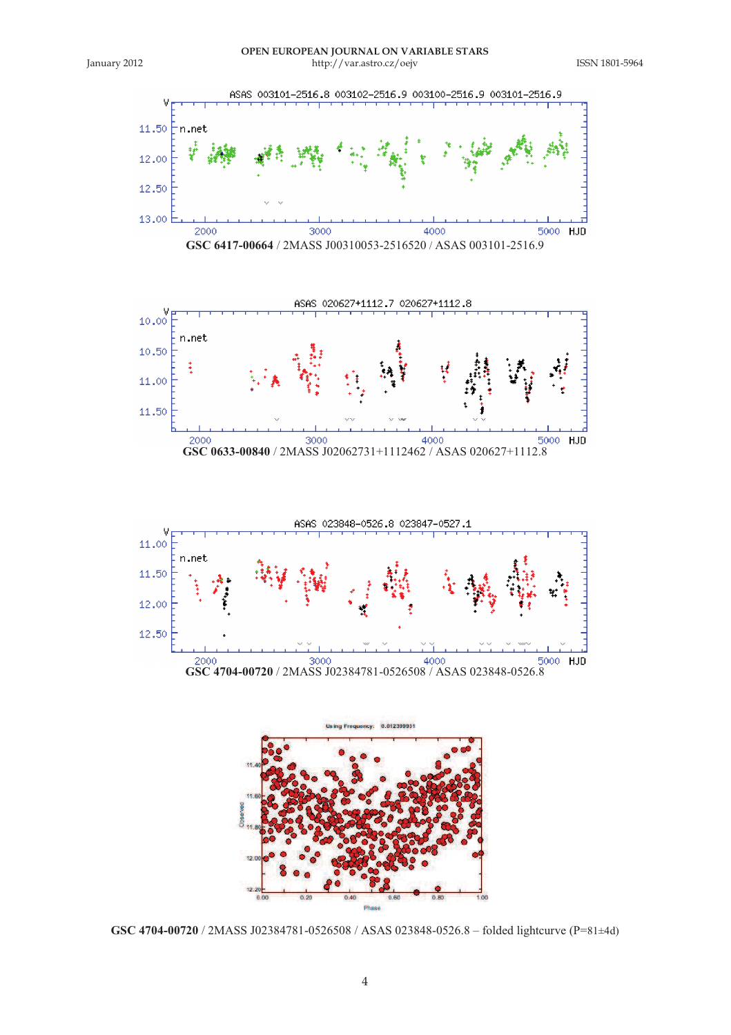**GSC 6417-00664** / 2MASS J00310053-2516520 / ASAS 003101-2516.9

**GSC 0633-00840** / 2MASS J02062731+1112462 / ASAS 020627+1112.8

**GSC 4704-00720** / 2MASS J02384781-0526508 / ASAS 023848-0526.8

**GSC 4704-00720** / 2MASS J02384781-0526508 / ASAS 023848-0526.8 – folded lightcurve (P=81±4d)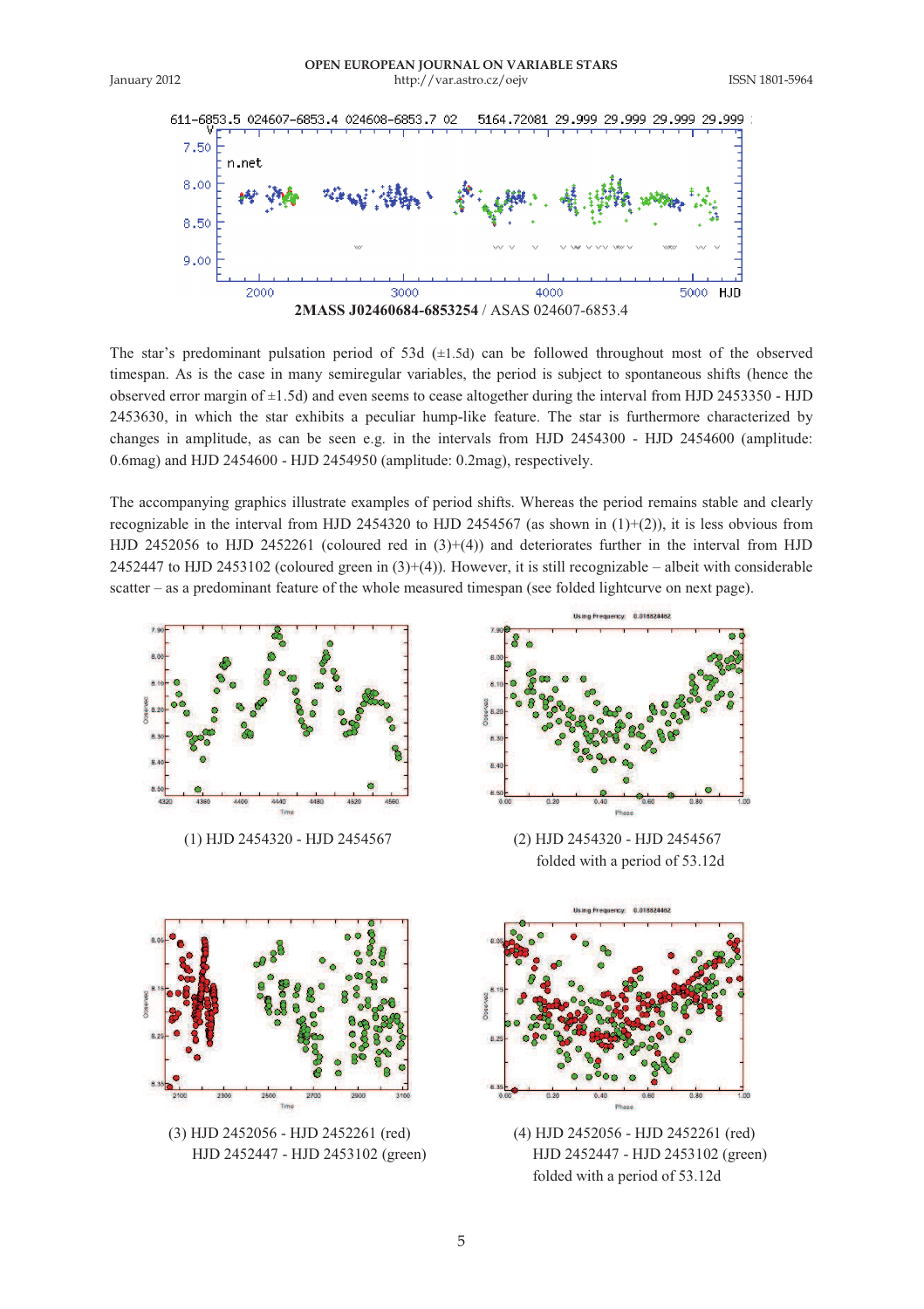**2MASS J02460684-6853254** / ASAS 024607-6853.4

The star's predominant pulsation period of 53d (±1.5d) can be followed throughout most of the observed timespan. As is the case in many semiregular variables, the period is subject to spontaneous shifts (hence the observed error margin of ±1.5d) and even seems to cease altogether during the interval from HJD 2453350 - HJD 2453630, in which the star exhibits a peculiar hump-like feature. The star is furthermore characterized by changes in amplitude, as can be seen e.g. in the intervals from HJD 2454300 - HJD 2454600 (amplitude: 0.6mag) and HJD 2454600 - HJD 2454950 (amplitude: 0.2mag), respectively.

The accompanying graphics illustrate examples of period shifts. Whereas the period remains stable and clearly recognizable in the interval from HJD 2454320 to HJD 2454567 (as shown in (1)+(2)), it is less obvious from HJD 2452056 to HJD 2452261 (coloured red in (3)+(4)) and deteriorates further in the interval from HJD 2452447 to HJD 2453102 (coloured green in (3)+(4)). However, it is still recognizable – albeit with considerable scatter – as a predominant feature of the whole measured timespan (see folded lightcurve on next page).

(1) HJD 2454320 - HJD 2454567

(2) HJD 2454320 - HJD 2454567 folded with a period of 53.12d

(3) HJD 2452056 - HJD 2452261 (red) HJD 2452447 - HJD 2453102 (green)

(4) HJD 2452056 - HJD 2452261 (red) HJD 2452447 - HJD 2453102 (green) folded with a period of 53.12d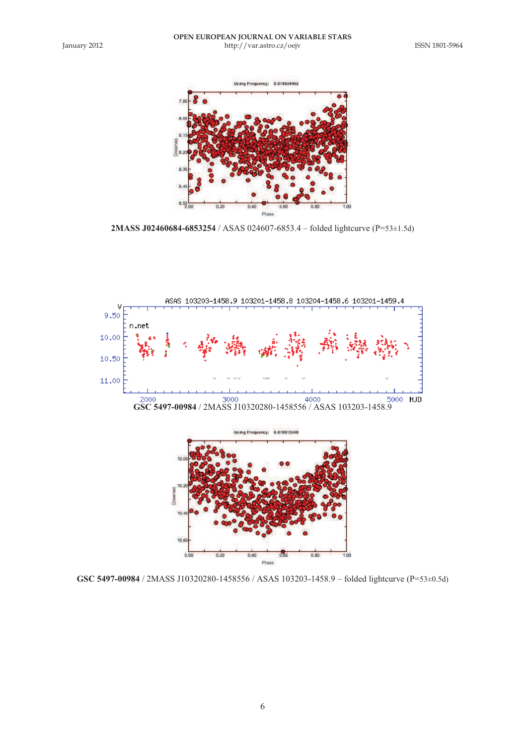**2MASS J02460684-6853254** / ASAS 024607-6853.4 – folded lightcurve (P=53±1.5d)

**GSC 5497-00984** / 2MASS J10320280-1458556 / ASAS 103203-1458.9

**GSC 5497-00984** / 2MASS J10320280-1458556 / ASAS 103203-1458.9 – folded lightcurve (P=53±0.5d)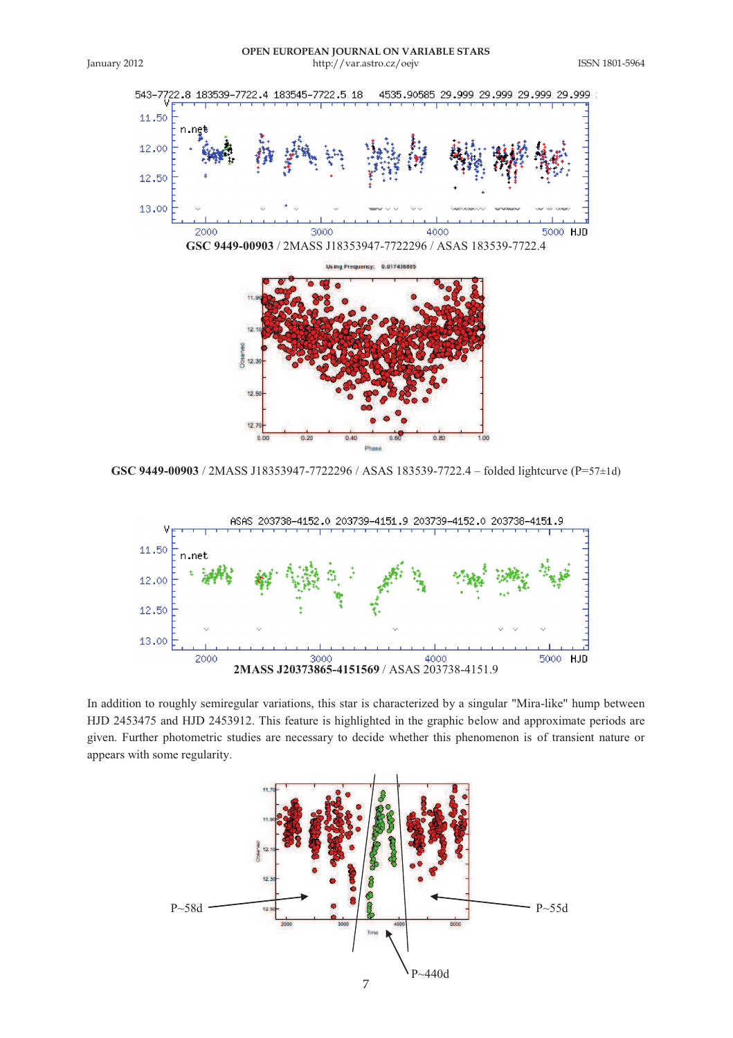**GSC 9449-00903** / 2MASS J18353947-7722296 / ASAS 183539-7722.4

**GSC 9449-00903** / 2MASS J18353947-7722296 / ASAS 183539-7722.4 – folded lightcurve (P=57±1d)

**2MASS J20373865-4151569** / ASAS 203738-4151.9

In addition to roughly semiregular variations, this star is characterized by a singular "Mira-like" hump between HJD 2453475 and HJD 2453912. This feature is highlighted in the graphic below and approximate periods are given. Further photometric studies are necessary to decide whether this phenomenon is of transient nature or appears with some regularity.

P~58d P~55d P~440d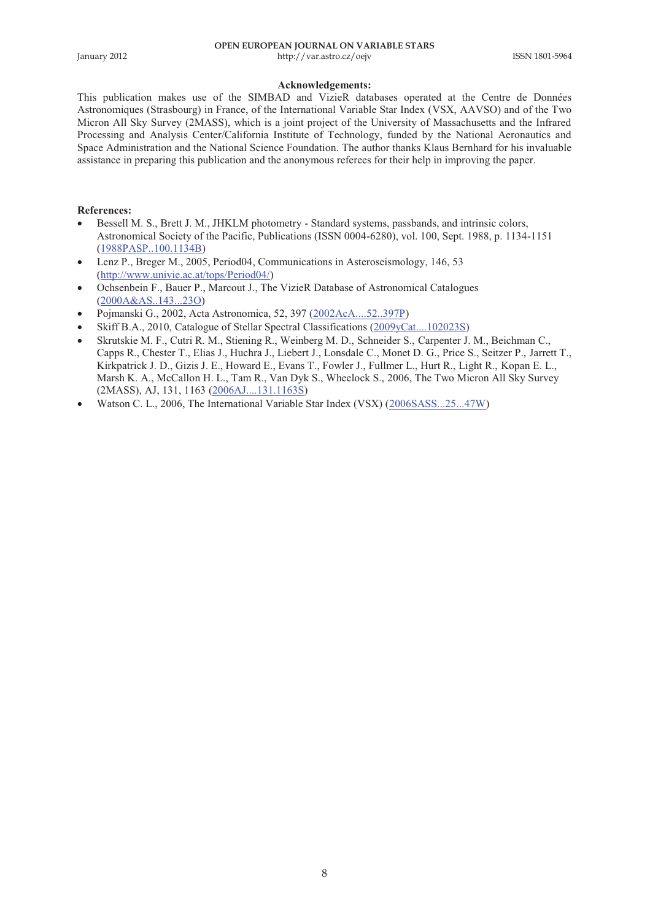**Acknowledgements:**

This publication makes use of the SIMBAD and VizieR databases operated at the Centre de Données Astronomiques (Strasbourg) in France, of the International Variable Star Index (VSX, AAVSO) and of the Two Micron All Sky Survey (2MASS), which is a joint project of the University of Massachusetts and the Infrared Processing and Analysis Center/California Institute of Technology, funded by the National Aeronautics and Space Administration and the National Science Foundation. The author thanks Klaus Bernhard for his invaluable assistance in preparing this publication and the anonymous referees for their help in improving the paper.

**References:**

- Bessell M. S., Brett J. M., JHKLM photometry - Standard systems, passbands, and intrinsic colors, Astronomical Society of the Pacific, Publications (ISSN 0004-6280), vol. 100, Sept. 1988, p. 1134-1151 (1988PASP..100.1134B)
- Lenz P., Breger M., 2005, Period04, Communications in Asteroseismology, 146, 53 (http://www.univie.ac.at/tops/Period04/)
- Ochsenbein F., Bauer P., Marcout J., The VizieR Database of Astronomical Catalogues (2000A&AS..143...23O)
- Pojmanski G., 2002, Acta Astronomica, 52, 397 (2002AcA....52..397P)
- Skiff B.A., 2010, Catalogue of Stellar Spectral Classifications (2009yCat....102023S)
- Skrutskie M. F., Cutri R. M., Stiening R., Weinberg M. D., Schneider S., Carpenter J. M., Beichman C., Capps R., Chester T., Elias J., Huchra J., Liebert J., Lonsdale C., Monet D. G., Price S., Seitzer P., Jarrett T., Kirkpatrick J. D., Gizis J. E., Howard E., Evans T., Fowler J., Fullmer L., Hurt R., Light R., Kopan E. L., Marsh K. A., McCallon H. L., Tam R., Van Dyk S., Wheelock S., 2006, The Two Micron All Sky Survey (2MASS), AJ, 131, 1163 (2006AJ....131.1163S)
- Watson C. L., 2006, The International Variable Star Index (VSX) (2006SASS...25...47W)